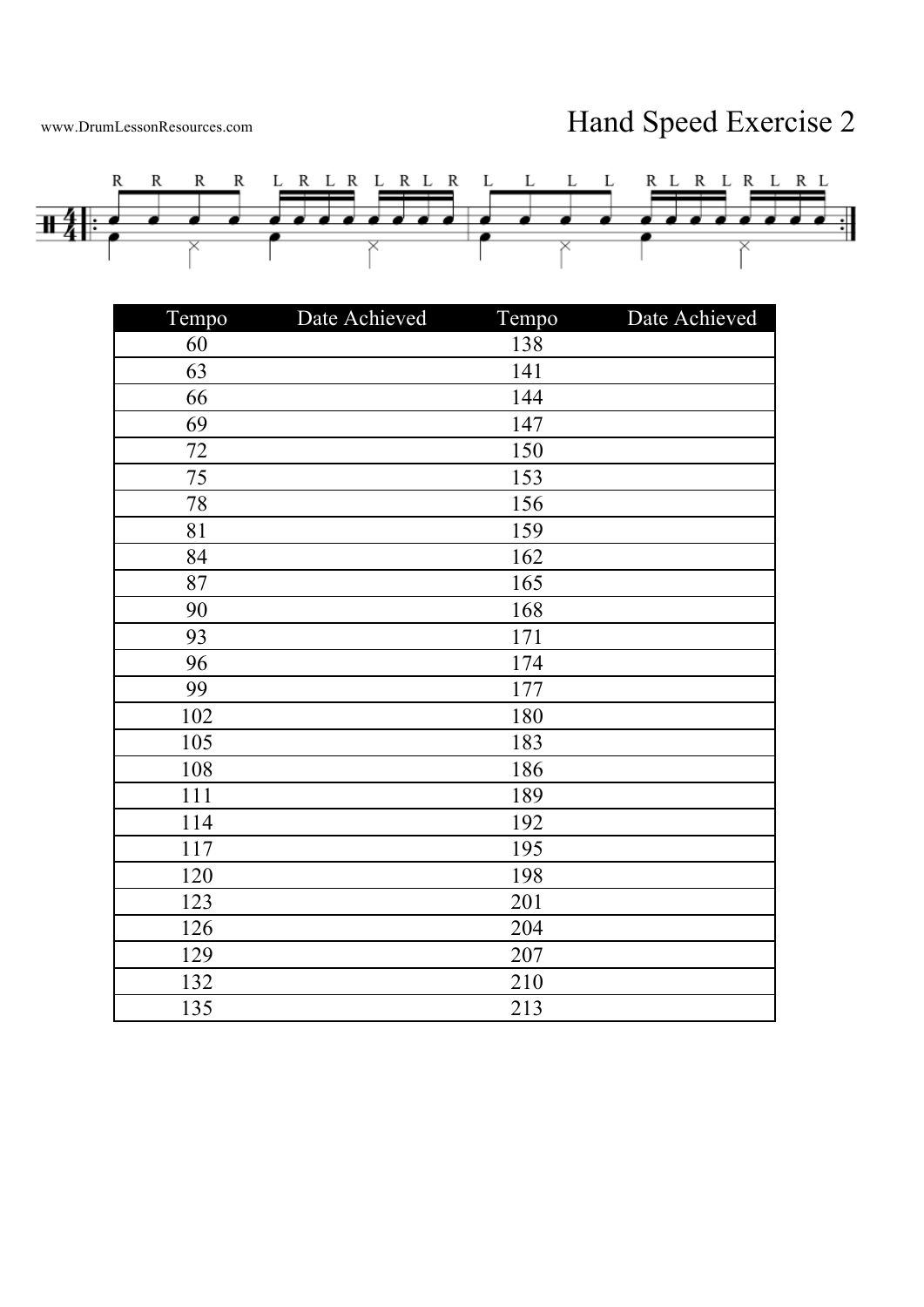www.DrumLessonResources.com

# Hand Speed Exercise 2

R R R R L R L R L R L R L L L L R L R L R L R L

| Tempo | Date Achieved | Tempo | Date Achieved |
|---|---|---|---|
| 60 | | 138 | |
| 63 | | 141 | |
| 66 | | 144 | |
| 69 | | 147 | |
| 72 | | 150 | |
| 75 | | 153 | |
| 78 | | 156 | |
| 81 | | 159 | |
| 84 | | 162 | |
| 87 | | 165 | |
| 90 | | 168 | |
| 93 | | 171 | |
| 96 | | 174 | |
| 99 | | 177 | |
| 102 | | 180 | |
| 105 | | 183 | |
| 108 | | 186 | |
| 111 | | 189 | |
| 114 | | 192 | |
| 117 | | 195 | |
| 120 | | 198 | |
| 123 | | 201 | |
| 126 | | 204 | |
| 129 | | 207 | |
| 132 | | 210 | |
| 135 | | 213 | |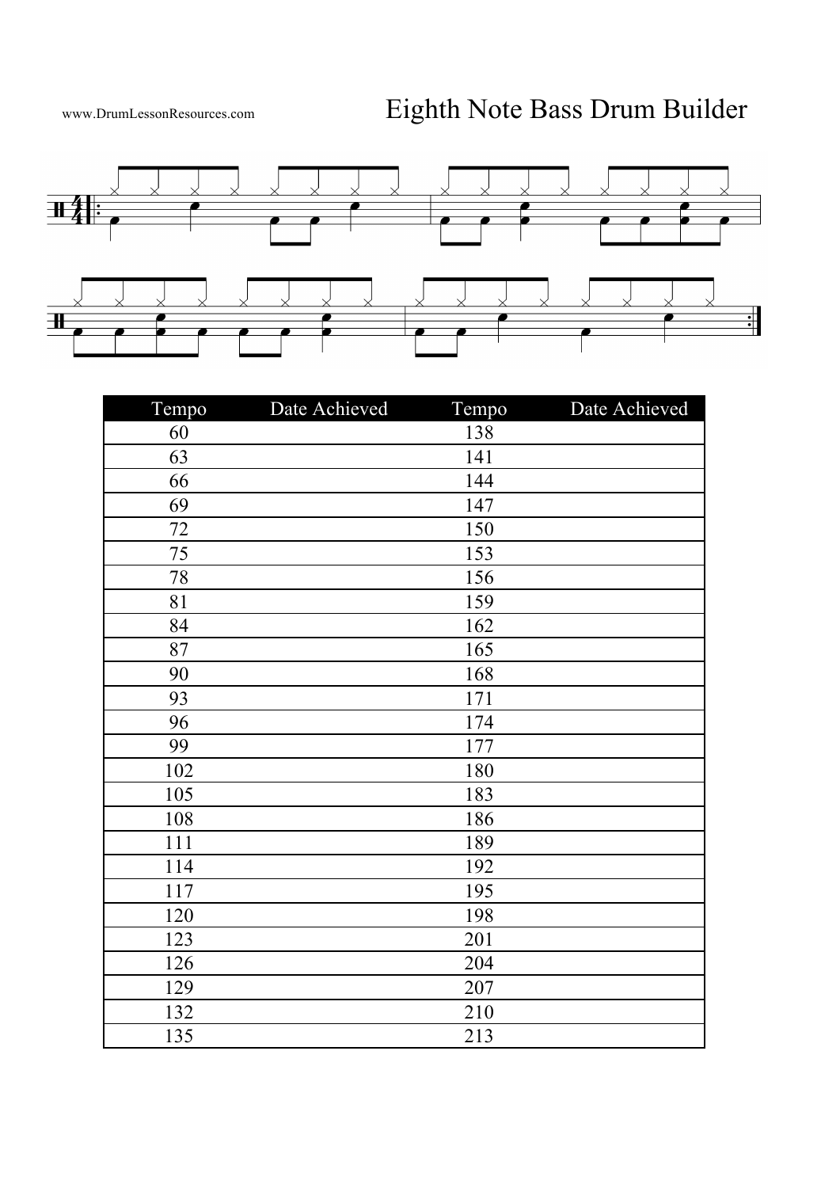www.DrumLessonResources.com

# Eighth Note Bass Drum Builder

| Tempo | Date Achieved | Tempo | Date Achieved |
|---|---|---|---|
| 60 | | 138 | |
| 63 | | 141 | |
| 66 | | 144 | |
| 69 | | 147 | |
| 72 | | 150 | |
| 75 | | 153 | |
| 78 | | 156 | |
| 81 | | 159 | |
| 84 | | 162 | |
| 87 | | 165 | |
| 90 | | 168 | |
| 93 | | 171 | |
| 96 | | 174 | |
| 99 | | 177 | |
| 102 | | 180 | |
| 105 | | 183 | |
| 108 | | 186 | |
| 111 | | 189 | |
| 114 | | 192 | |
| 117 | | 195 | |
| 120 | | 198 | |
| 123 | | 201 | |
| 126 | | 204 | |
| 129 | | 207 | |
| 132 | | 210 | |
| 135 | | 213 | |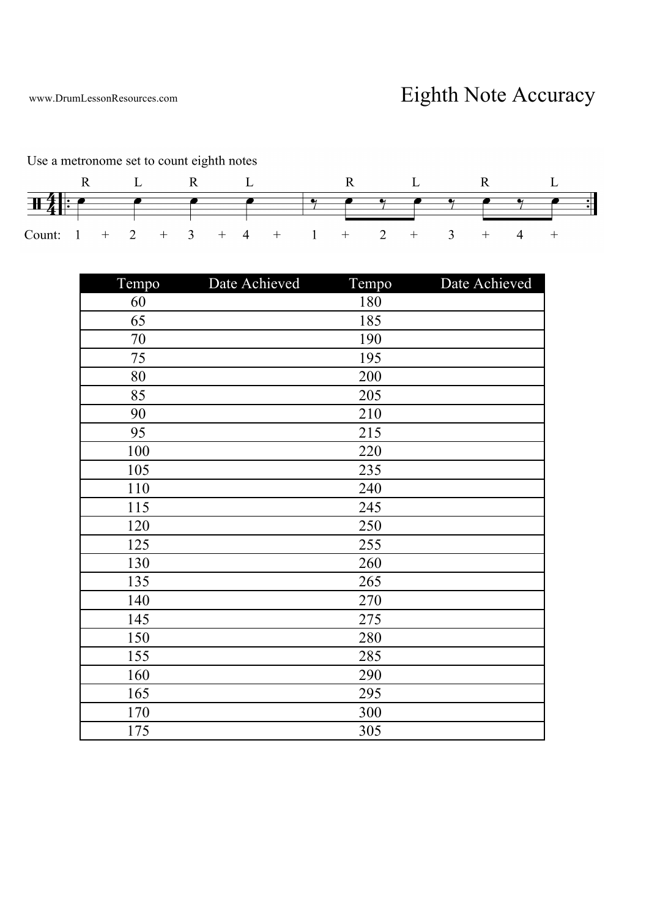www.DrumLessonResources.com

# Eighth Note Accuracy

Use a metronome set to count eighth notes

R L R L R L R L

Count: 1 + 2 + 3 + 4 + 1 + 2 + 3 + 4 +

| Tempo | Date Achieved | Tempo | Date Achieved |
|---|---|---|---|
| 60 | | 180 | |
| 65 | | 185 | |
| 70 | | 190 | |
| 75 | | 195 | |
| 80 | | 200 | |
| 85 | | 205 | |
| 90 | | 210 | |
| 95 | | 215 | |
| 100 | | 220 | |
| 105 | | 235 | |
| 110 | | 240 | |
| 115 | | 245 | |
| 120 | | 250 | |
| 125 | | 255 | |
| 130 | | 260 | |
| 135 | | 265 | |
| 140 | | 270 | |
| 145 | | 275 | |
| 150 | | 280 | |
| 155 | | 285 | |
| 160 | | 290 | |
| 165 | | 295 | |
| 170 | | 300 | |
| 175 | | 305 | |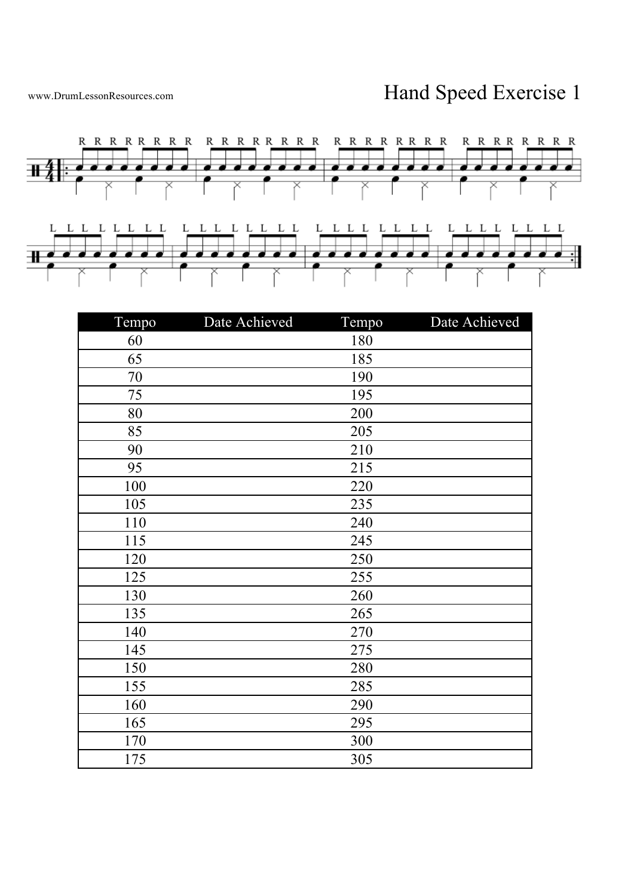www.DrumLessonResources.com

# Hand Speed Exercise 1

R R R R R R R R R R R R R R R R R R R R R R R R R R R R R R R R

L L L L L L L L L L L L L L L L L L L L L L L L L L L L L L L L

| Tempo | Date Achieved | Tempo | Date Achieved |
|---|---|---|---|
| 60 | | 180 | |
| 65 | | 185 | |
| 70 | | 190 | |
| 75 | | 195 | |
| 80 | | 200 | |
| 85 | | 205 | |
| 90 | | 210 | |
| 95 | | 215 | |
| 100 | | 220 | |
| 105 | | 235 | |
| 110 | | 240 | |
| 115 | | 245 | |
| 120 | | 250 | |
| 125 | | 255 | |
| 130 | | 260 | |
| 135 | | 265 | |
| 140 | | 270 | |
| 145 | | 275 | |
| 150 | | 280 | |
| 155 | | 285 | |
| 160 | | 290 | |
| 165 | | 295 | |
| 170 | | 300 | |
| 175 | | 305 | |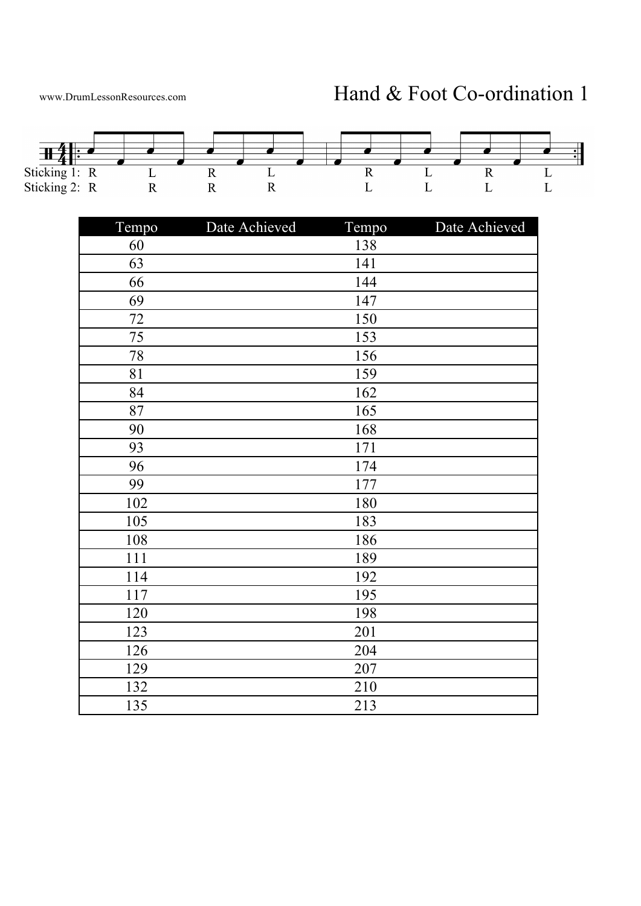www.DrumLessonResources.com

# Hand & Foot Co-ordination 1

Sticking 1: R L R L R L R L

Sticking 2: R R R R L L L L

| Tempo | Date Achieved | Tempo | Date Achieved |
|---|---|---|---|
| 60 | | 138 | |
| 63 | | 141 | |
| 66 | | 144 | |
| 69 | | 147 | |
| 72 | | 150 | |
| 75 | | 153 | |
| 78 | | 156 | |
| 81 | | 159 | |
| 84 | | 162 | |
| 87 | | 165 | |
| 90 | | 168 | |
| 93 | | 171 | |
| 96 | | 174 | |
| 99 | | 177 | |
| 102 | | 180 | |
| 105 | | 183 | |
| 108 | | 186 | |
| 111 | | 189 | |
| 114 | | 192 | |
| 117 | | 195 | |
| 120 | | 198 | |
| 123 | | 201 | |
| 126 | | 204 | |
| 129 | | 207 | |
| 132 | | 210 | |
| 135 | | 213 | |